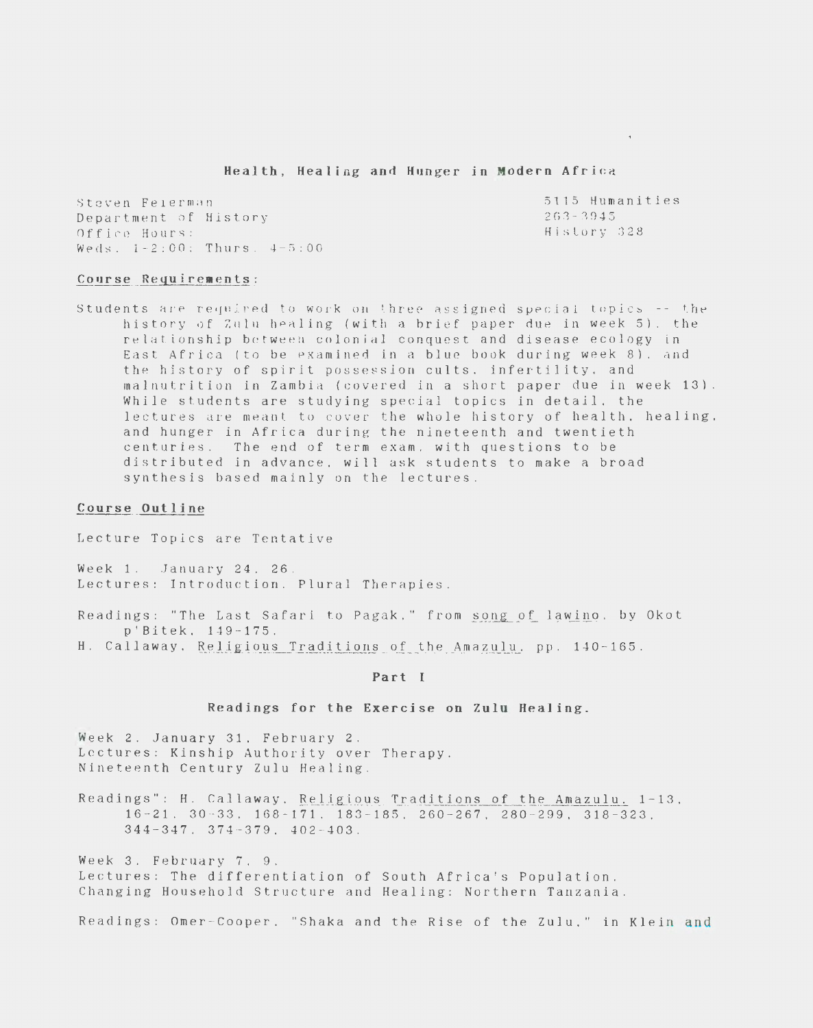# Health, Healing and Hunger in Modern Africa

Steven Feierman
Department of History
Office Hours:
Weds. 1-2:00; Thurs. 4-5:00

5115 Humanities
263-3945
History 328

## Course Requirements:

Students are required to work on three assigned special topics -- the history of Zulu healing (with a brief paper due in week 5), the relationship between colonial conquest and disease ecology in East Africa (to be examined in a blue book during week 8), and the history of spirit possession cults, infertility, and malnutrition in Zambia (covered in a short paper due in week 13). While students are studying special topics in detail, the lectures are meant to cover the whole history of health, healing, and hunger in Africa during the nineteenth and twentieth centuries. The end of term exam, with questions to be distributed in advance, will ask students to make a broad synthesis based mainly on the lectures.

## Course Outline

Lecture Topics are Tentative

Week 1. January 24, 26.
Lectures: Introduction. Plural Therapies.

Readings: "The Last Safari to Pagak," from _song of lawino_, by Okot p'Bitek, 149-175.
H. Callaway, _Religious Traditions of the Amazulu_, pp. 140-165.

### Part I

### Readings for the Exercise on Zulu Healing.

Week 2. January 31, February 2.
Lectures: Kinship Authority over Therapy.
Nineteenth Century Zulu Healing.

Readings": H. Callaway, _Religious Traditions of the Amazulu_, 1-13, 16-21, 30-33, 168-171, 183-185, 260-267, 280-299, 318-323, 344-347, 374-379, 402-403.

Week 3. February 7, 9.
Lectures: The differentiation of South Africa's Population.
Changing Household Structure and Healing: Northern Tanzania.

Readings: Omer-Cooper, "Shaka and the Rise of the Zulu," in Klein and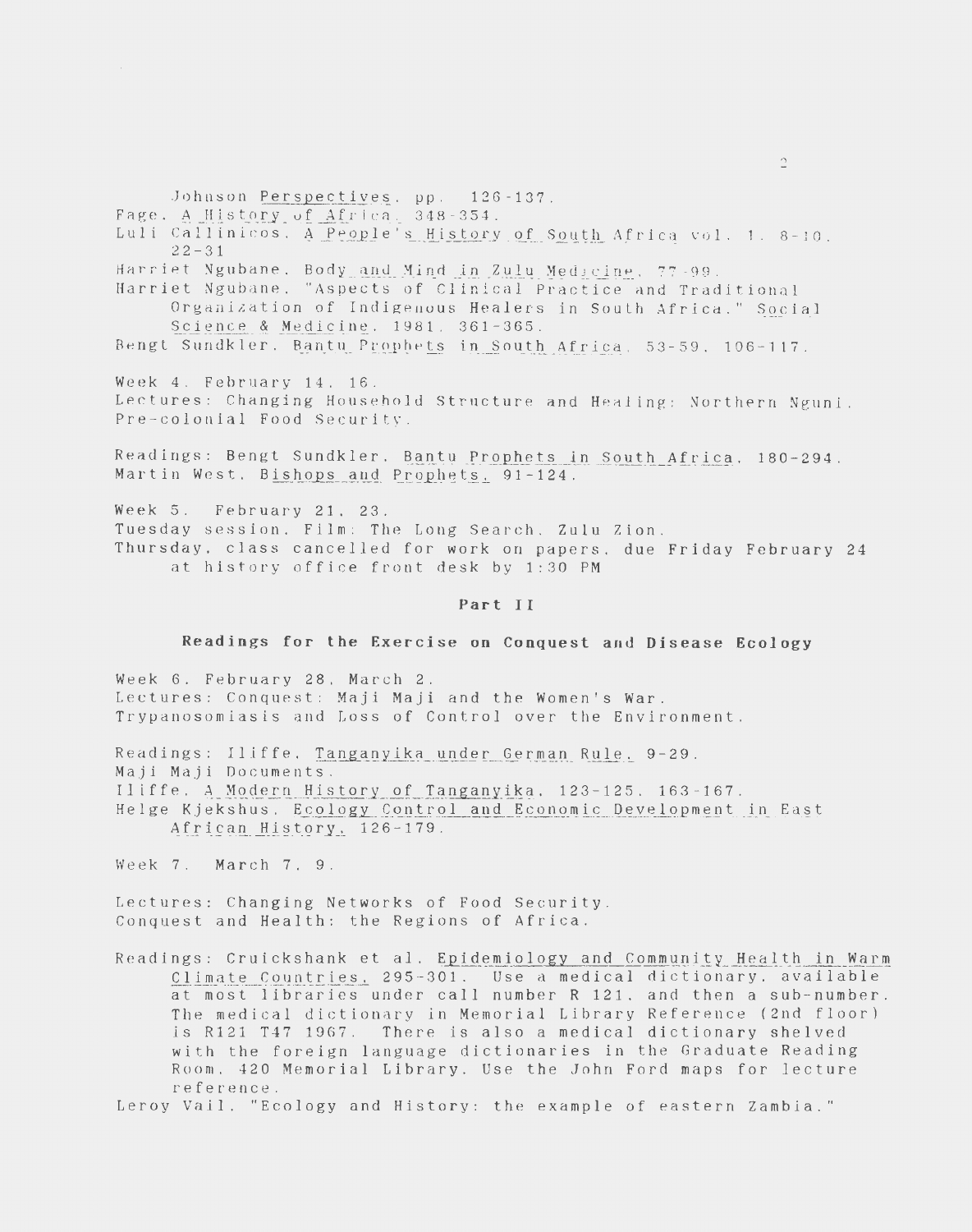Johnson *Perspectives*, pp. 126-137.
Fage, *A History of Africa*, 348-354.
Luli Callinicos, *A People's History of South Africa* vol. 1, 8-10, 22-31
Harriet Ngubane, *Body and Mind in Zulu Medicine*, 77-99.
Harriet Ngubane, "Aspects of Clinical Practice and Traditional Organization of Indigenous Healers in South Africa." *Social Science & Medicine*, 1981, 361-365.
Bengt Sundkler, *Bantu Prophets in South Africa*, 53-59, 106-117.

Week 4. February 14, 16.
Lectures: Changing Household Structure and Healing: Northern Nguni. Pre-colonial Food Security.

Readings: Bengt Sundkler, *Bantu Prophets in South Africa*, 180-294.
Martin West, *Bishops and Prophets*, 91-124.

Week 5. February 21, 23.
Tuesday session, Film: The Long Search, Zulu Zion.
Thursday, class cancelled for work on papers, due Friday February 24 at history office front desk by 1:30 PM

**Part II**

**Readings for the Exercise on Conquest and Disease Ecology**

Week 6. February 28, March 2.
Lectures: Conquest: Maji Maji and the Women's War.
Trypanosomiasis and Loss of Control over the Environment.

Readings: Iliffe, *Tanganyika under German Rule*, 9-29.
Maji Maji Documents.
Iliffe, *A Modern History of Tanganyika*, 123-125, 163-167.
Helge Kjekshus, *Ecology Control and Economic Development in East African History*, 126-179.

Week 7. March 7, 9.

Lectures: Changing Networks of Food Security.
Conquest and Health: the Regions of Africa.

Readings: Cruickshank et al, *Epidemiology and Community Health in Warm Climate Countries*, 295-301. Use a medical dictionary, available at most libraries under call number R 121, and then a sub-number. The medical dictionary in Memorial Library Reference (2nd floor) is R121 T47 1967. There is also a medical dictionary shelved with the foreign language dictionaries in the Graduate Reading Room, 420 Memorial Library. Use the John Ford maps for lecture reference.
Leroy Vail, "Ecology and History: the example of eastern Zambia."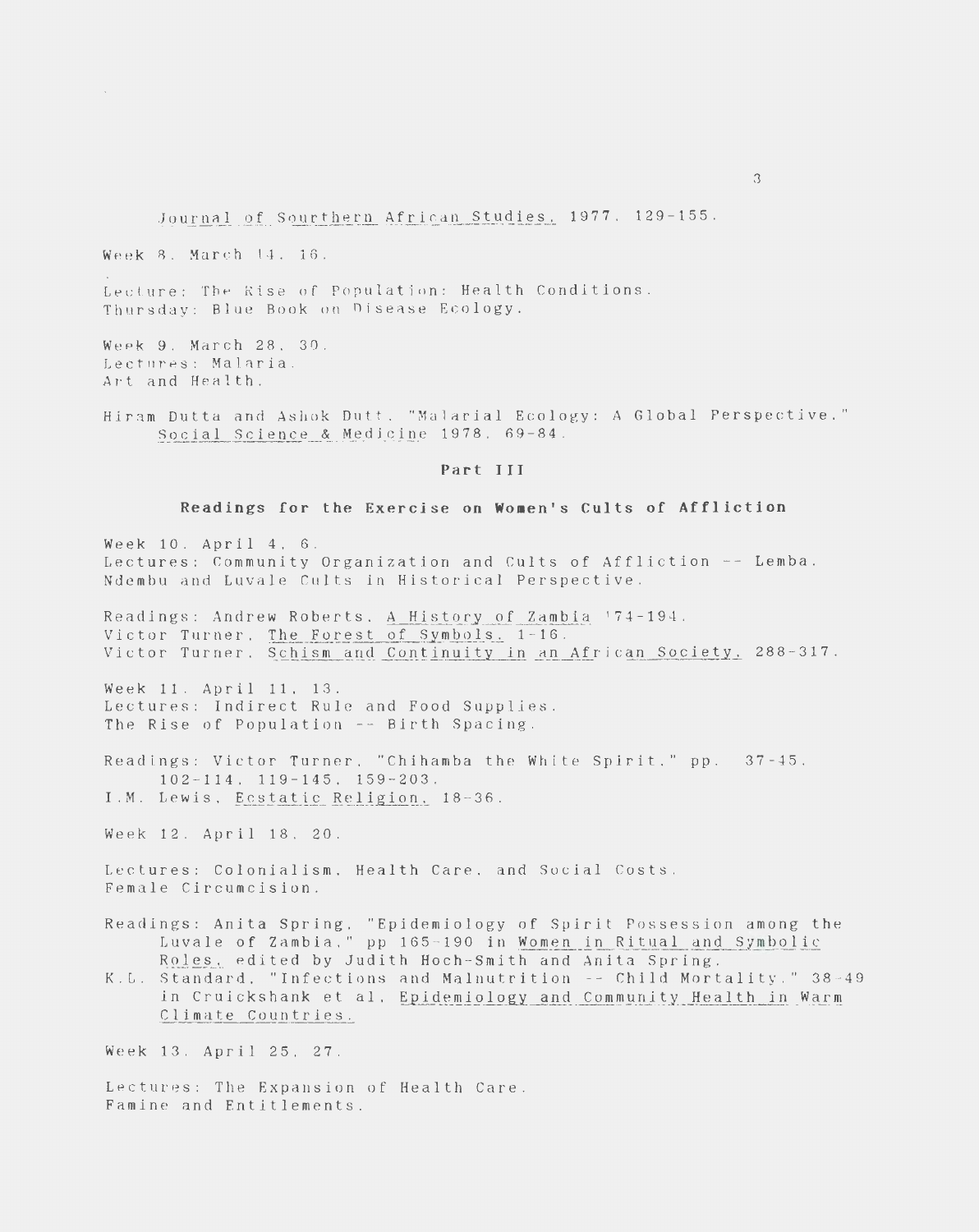Journal of Sourthern African Studies, 1977. 129-155.

Week 8. March 14. 16.

Lecture: The Rise of Population: Health Conditions.
Thursday: Blue Book on Disease Ecology.

Week 9. March 28. 30.
Lectures: Malaria.
Art and Health.

Hiram Dutta and Ashok Dutt. "Malarial Ecology: A Global Perspective." Social Science & Medicine 1978. 69-84.

## Part III

### Readings for the Exercise on Women's Cults of Affliction

Week 10. April 4. 6.
Lectures: Community Organization and Cults of Affliction -- Lemba.
Ndembu and Luvale Cults in Historical Perspective.

Readings: Andrew Roberts. A History of Zambia '74-194.
Victor Turner. The Forest of Symbols. 1-16.
Victor Turner. Schism and Continuity in an African Society. 288-317.

Week 11. April 11. 13.
Lectures: Indirect Rule and Food Supplies.
The Rise of Population -- Birth Spacing.

Readings: Victor Turner. "Chihamba the White Spirit." pp. 37-45. 102-114. 119-145. 159-203.
I.M. Lewis. Ecstatic Religion. 18-36.

Week 12. April 18. 20.

Lectures: Colonialism. Health Care. and Social Costs.
Female Circumcision.

Readings: Anita Spring. "Epidemiology of Spirit Possession among the Luvale of Zambia." pp 165-190 in Women in Ritual and Symbolic Roles. edited by Judith Hoch-Smith and Anita Spring.
K.L. Standard. "Infections and Malnutrition -- Child Mortality." 38-49 in Cruickshank et al. Epidemiology and Community Health in Warm Climate Countries.

Week 13. April 25. 27.

Lectures: The Expansion of Health Care.
Famine and Entitlements.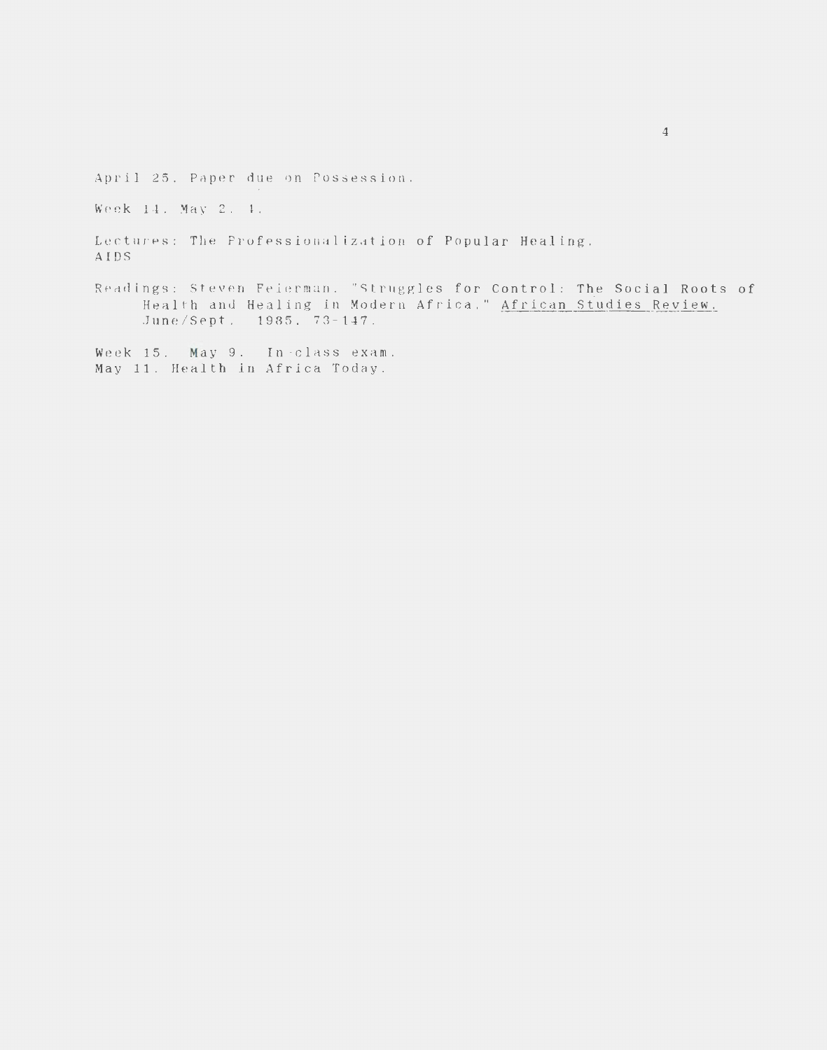April 25. Paper due on Possession.

Week 14. May 2. 4.

Lectures: The Professionalization of Popular Healing.
AIDS

Readings: Steven Feierman. "Struggles for Control: The Social Roots of Health and Healing in Modern Africa." African Studies Review. June/Sept. 1985. 73-147.

Week 15. May 9. In-class exam.
May 11. Health in Africa Today.